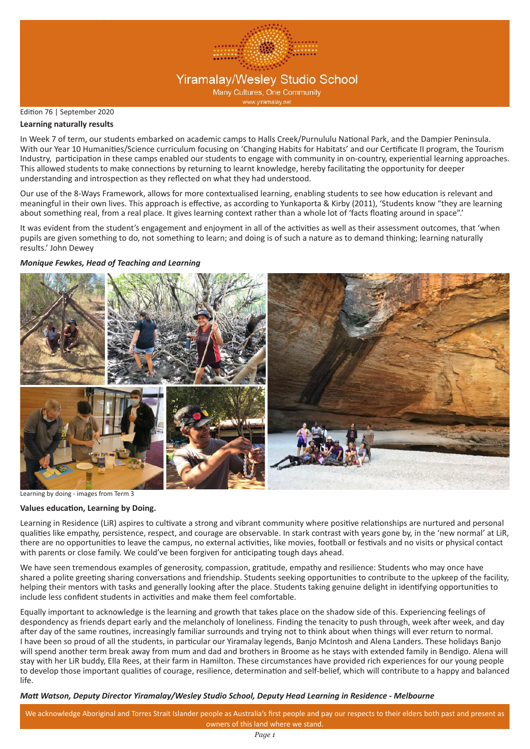# Yiramalay/Wesley Studio School

Many Cultures, One Community

www.yiramalay.net

Edition 76 | September 2020

**Learning naturally results**

In Week 7 of term, our students embarked on academic camps to Halls Creek/Purnululu National Park, and the Dampier Peninsula. With our Year 10 Humanities/Science curriculum focusing on 'Changing Habits for Habitats' and our Certificate II program, the Tourism Industry, participation in these camps enabled our students to engage with community in on-country, experiential learning approaches. This allowed students to make connections by returning to learnt knowledge, hereby facilitating the opportunity for deeper understanding and introspection as they reflected on what they had understood.

Our use of the 8-Ways Framework, allows for more contextualised learning, enabling students to see how education is relevant and meaningful in their own lives. This approach is effective, as according to Yunkaporta & Kirby (2011), 'Students know "they are learning about something real, from a real place. It gives learning context rather than a whole lot of 'facts floating around in space".'

It was evident from the student's engagement and enjoyment in all of the activities as well as their assessment outcomes, that 'when pupils are given something to do, not something to learn; and doing is of such a nature as to demand thinking; learning naturally results.' John Dewey

***Monique Fewkes, Head of Teaching and Learning***

Learning by doing - images from Term 3

**Values education, Learning by Doing.**

Learning in Residence (LiR) aspires to cultivate a strong and vibrant community where positive relationships are nurtured and personal qualities like empathy, persistence, respect, and courage are observable. In stark contrast with years gone by, in the 'new normal' at LiR, there are no opportunities to leave the campus, no external activities, like movies, football or festivals and no visits or physical contact with parents or close family. We could've been forgiven for anticipating tough days ahead.

We have seen tremendous examples of generosity, compassion, gratitude, empathy and resilience: Students who may once have shared a polite greeting sharing conversations and friendship. Students seeking opportunities to contribute to the upkeep of the facility, helping their mentors with tasks and generally looking after the place. Students taking genuine delight in identifying opportunities to include less confident students in activities and make them feel comfortable.

Equally important to acknowledge is the learning and growth that takes place on the shadow side of this. Experiencing feelings of despondency as friends depart early and the melancholy of loneliness. Finding the tenacity to push through, week after week, and day after day of the same routines, increasingly familiar surrounds and trying not to think about when things will ever return to normal. I have been so proud of all the students, in particular our Yiramalay legends, Banjo McIntosh and Alena Landers. These holidays Banjo will spend another term break away from mum and dad and brothers in Broome as he stays with extended family in Bendigo. Alena will stay with her LiR buddy, Ella Rees, at their farm in Hamilton. These circumstances have provided rich experiences for our young people to develop those important qualities of courage, resilience, determination and self-belief, which will contribute to a happy and balanced life.

***Matt Watson, Deputy Director Yiramalay/Wesley Studio School, Deputy Head Learning in Residence - Melbourne***

We acknowledge Aboriginal and Torres Strait Islander people as Australia's first people and pay our respects to their elders both past and present as owners of this land where we stand.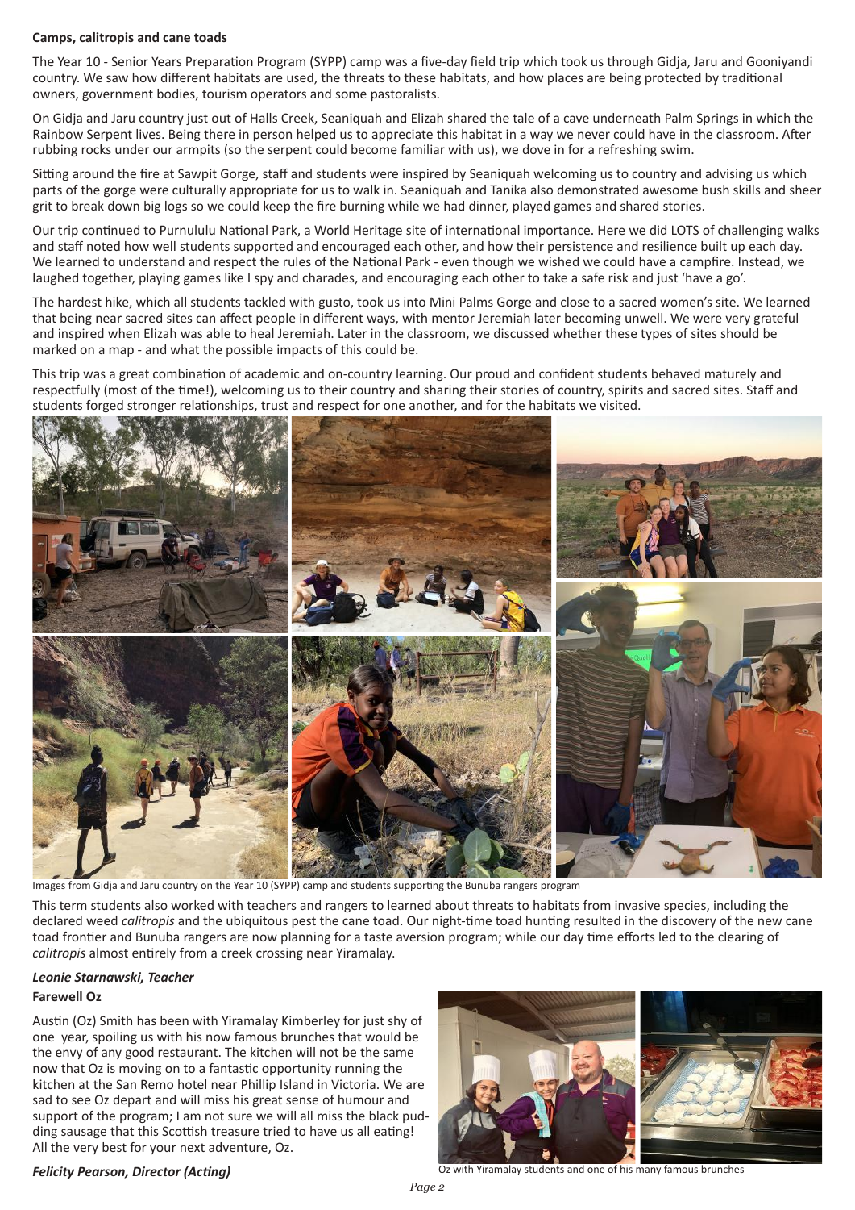### Camps, calitropis and cane toads

The Year 10 - Senior Years Preparation Program (SYPP) camp was a five-day field trip which took us through Gidja, Jaru and Gooniyandi country. We saw how different habitats are used, the threats to these habitats, and how places are being protected by traditional owners, government bodies, tourism operators and some pastoralists.

On Gidja and Jaru country just out of Halls Creek, Seaniquah and Elizah shared the tale of a cave underneath Palm Springs in which the Rainbow Serpent lives. Being there in person helped us to appreciate this habitat in a way we never could have in the classroom. After rubbing rocks under our armpits (so the serpent could become familiar with us), we dove in for a refreshing swim.

Sitting around the fire at Sawpit Gorge, staff and students were inspired by Seaniquah welcoming us to country and advising us which parts of the gorge were culturally appropriate for us to walk in. Seaniquah and Tanika also demonstrated awesome bush skills and sheer grit to break down big logs so we could keep the fire burning while we had dinner, played games and shared stories.

Our trip continued to Purnululu National Park, a World Heritage site of international importance. Here we did LOTS of challenging walks and staff noted how well students supported and encouraged each other, and how their persistence and resilience built up each day. We learned to understand and respect the rules of the National Park - even though we wished we could have a campfire. Instead, we laughed together, playing games like I spy and charades, and encouraging each other to take a safe risk and just 'have a go'.

The hardest hike, which all students tackled with gusto, took us into Mini Palms Gorge and close to a sacred women's site. We learned that being near sacred sites can affect people in different ways, with mentor Jeremiah later becoming unwell. We were very grateful and inspired when Elizah was able to heal Jeremiah. Later in the classroom, we discussed whether these types of sites should be marked on a map - and what the possible impacts of this could be.

This trip was a great combination of academic and on-country learning. Our proud and confident students behaved maturely and respectfully (most of the time!), welcoming us to their country and sharing their stories of country, spirits and sacred sites. Staff and students forged stronger relationships, trust and respect for one another, and for the habitats we visited.

Images from Gidja and Jaru country on the Year 10 (SYPP) camp and students supporting the Bunuba rangers program

This term students also worked with teachers and rangers to learned about threats to habitats from invasive species, including the declared weed *calitropis* and the ubiquitous pest the cane toad. Our night-time toad hunting resulted in the discovery of the new cane toad frontier and Bunuba rangers are now planning for a taste aversion program; while our day time efforts led to the clearing of *calitropis* almost entirely from a creek crossing near Yiramalay.

***Leonie Starnawski, Teacher***

### Farewell Oz

Austin (Oz) Smith has been with Yiramalay Kimberley for just shy of one year, spoiling us with his now famous brunches that would be the envy of any good restaurant. The kitchen will not be the same now that Oz is moving on to a fantastic opportunity running the kitchen at the San Remo hotel near Phillip Island in Victoria. We are sad to see Oz depart and will miss his great sense of humour and support of the program; I am not sure we will all miss the black pudding sausage that this Scottish treasure tried to have us all eating! All the very best for your next adventure, Oz.

Oz with Yiramalay students and one of his many famous brunches

***Felicity Pearson, Director (Acting)***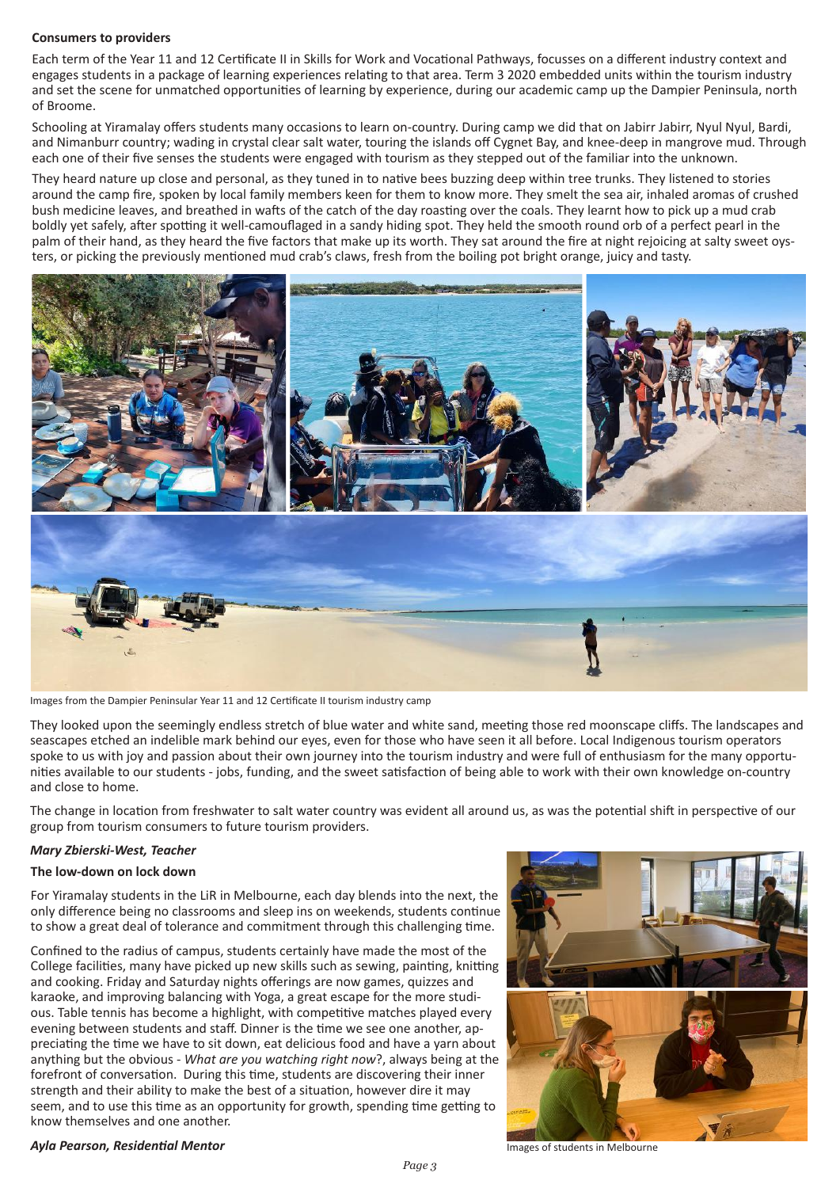**Consumers to providers**

Each term of the Year 11 and 12 Certificate II in Skills for Work and Vocational Pathways, focusses on a different industry context and engages students in a package of learning experiences relating to that area. Term 3 2020 embedded units within the tourism industry and set the scene for unmatched opportunities of learning by experience, during our academic camp up the Dampier Peninsula, north of Broome.

Schooling at Yiramalay offers students many occasions to learn on-country. During camp we did that on Jabirr Jabirr, Nyul Nyul, Bardi, and Nimanburr country; wading in crystal clear salt water, touring the islands off Cygnet Bay, and knee-deep in mangrove mud. Through each one of their five senses the students were engaged with tourism as they stepped out of the familiar into the unknown.

They heard nature up close and personal, as they tuned in to native bees buzzing deep within tree trunks. They listened to stories around the camp fire, spoken by local family members keen for them to know more. They smelt the sea air, inhaled aromas of crushed bush medicine leaves, and breathed in wafts of the catch of the day roasting over the coals. They learnt how to pick up a mud crab boldly yet safely, after spotting it well-camouflaged in a sandy hiding spot. They held the smooth round orb of a perfect pearl in the palm of their hand, as they heard the five factors that make up its worth. They sat around the fire at night rejoicing at salty sweet oysters, or picking the previously mentioned mud crab's claws, fresh from the boiling pot bright orange, juicy and tasty.

Images from the Dampier Peninsular Year 11 and 12 Certificate II tourism industry camp

They looked upon the seemingly endless stretch of blue water and white sand, meeting those red moonscape cliffs. The landscapes and seascapes etched an indelible mark behind our eyes, even for those who have seen it all before. Local Indigenous tourism operators spoke to us with joy and passion about their own journey into the tourism industry and were full of enthusiasm for the many opportunities available to our students - jobs, funding, and the sweet satisfaction of being able to work with their own knowledge on-country and close to home.

The change in location from freshwater to salt water country was evident all around us, as was the potential shift in perspective of our group from tourism consumers to future tourism providers.

***Mary Zbierski-West, Teacher***

**The low-down on lock down**

For Yiramalay students in the LiR in Melbourne, each day blends into the next, the only difference being no classrooms and sleep ins on weekends, students continue to show a great deal of tolerance and commitment through this challenging time.

Confined to the radius of campus, students certainly have made the most of the College facilities, many have picked up new skills such as sewing, painting, knitting and cooking. Friday and Saturday nights offerings are now games, quizzes and karaoke, and improving balancing with Yoga, a great escape for the more studious. Table tennis has become a highlight, with competitive matches played every evening between students and staff. Dinner is the time we see one another, appreciating the time we have to sit down, eat delicious food and have a yarn about anything but the obvious - *What are you watching right now*?, always being at the forefront of conversation. During this time, students are discovering their inner strength and their ability to make the best of a situation, however dire it may seem, and to use this time as an opportunity for growth, spending time getting to know themselves and one another.

Images of students in Melbourne

***Ayla Pearson, Residential Mentor***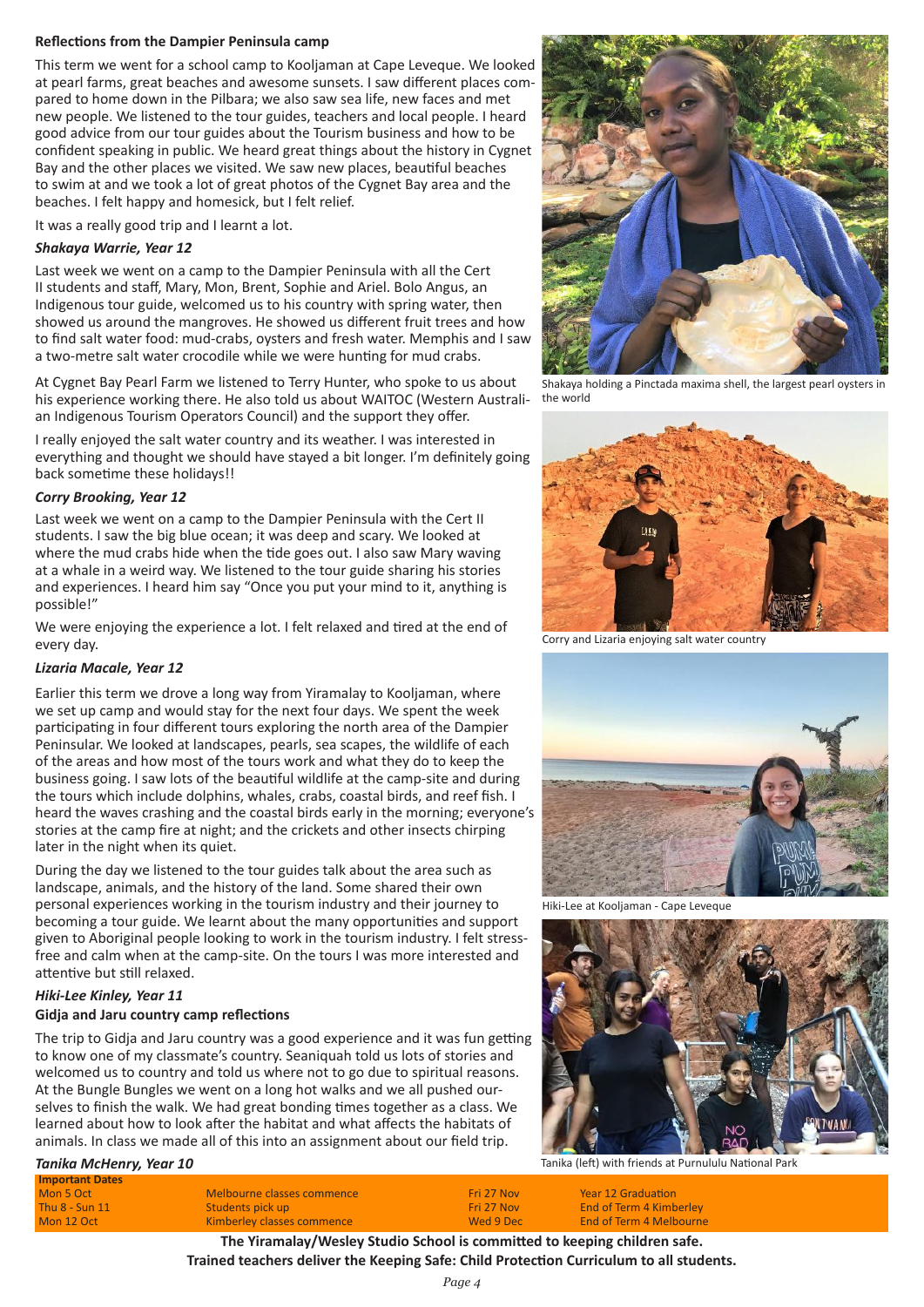### Reflections from the Dampier Peninsula camp

This term we went for a school camp to Kooljaman at Cape Leveque. We looked at pearl farms, great beaches and awesome sunsets. I saw different places compared to home down in the Pilbara; we also saw sea life, new faces and met new people. We listened to the tour guides, teachers and local people. I heard good advice from our tour guides about the Tourism business and how to be confident speaking in public. We heard great things about the history in Cygnet Bay and the other places we visited. We saw new places, beautiful beaches to swim at and we took a lot of great photos of the Cygnet Bay area and the beaches. I felt happy and homesick, but I felt relief.

It was a really good trip and I learnt a lot.

***Shakaya Warrie, Year 12***

Last week we went on a camp to the Dampier Peninsula with all the Cert II students and staff, Mary, Mon, Brent, Sophie and Ariel. Bolo Angus, an Indigenous tour guide, welcomed us to his country with spring water, then showed us around the mangroves. He showed us different fruit trees and how to find salt water food: mud-crabs, oysters and fresh water. Memphis and I saw a two-metre salt water crocodile while we were hunting for mud crabs.

At Cygnet Bay Pearl Farm we listened to Terry Hunter, who spoke to us about his experience working there. He also told us about WAITOC (Western Australian Indigenous Tourism Operators Council) and the support they offer.

I really enjoyed the salt water country and its weather. I was interested in everything and thought we should have stayed a bit longer. I'm definitely going back sometime these holidays!!

***Corry Brooking, Year 12***

Last week we went on a camp to the Dampier Peninsula with the Cert II students. I saw the big blue ocean; it was deep and scary. We looked at where the mud crabs hide when the tide goes out. I also saw Mary waving at a whale in a weird way. We listened to the tour guide sharing his stories and experiences. I heard him say "Once you put your mind to it, anything is possible!"

We were enjoying the experience a lot. I felt relaxed and tired at the end of every day.

***Lizaria Macale, Year 12***

Earlier this term we drove a long way from Yiramalay to Kooljaman, where we set up camp and would stay for the next four days. We spent the week participating in four different tours exploring the north area of the Dampier Peninsular. We looked at landscapes, pearls, sea scapes, the wildlife of each of the areas and how most of the tours work and what they do to keep the business going. I saw lots of the beautiful wildlife at the camp-site and during the tours which include dolphins, whales, crabs, coastal birds, and reef fish. I heard the waves crashing and the coastal birds early in the morning; everyone's stories at the camp fire at night; and the crickets and other insects chirping later in the night when its quiet.

During the day we listened to the tour guides talk about the area such as landscape, animals, and the history of the land. Some shared their own personal experiences working in the tourism industry and their journey to becoming a tour guide. We learnt about the many opportunities and support given to Aboriginal people looking to work in the tourism industry. I felt stress-free and calm when at the camp-site. On the tours I was more interested and attentive but still relaxed.

***Hiki-Lee Kinley, Year 11***

### Gidja and Jaru country camp reflections

The trip to Gidja and Jaru country was a good experience and it was fun getting to know one of my classmate's country. Seaniquah told us lots of stories and welcomed us to country and told us where not to go due to spiritual reasons. At the Bungle Bungles we went on a long hot walks and we all pushed ourselves to finish the walk. We had great bonding times together as a class. We learned about how to look after the habitat and what affects the habitats of animals. In class we made all of this into an assignment about our field trip.

***Tanika McHenry, Year 10***

Shakaya holding a Pinctada maxima shell, the largest pearl oysters in the world

Corry and Lizaria enjoying salt water country

Hiki-Lee at Kooljaman - Cape Leveque

Tanika (left) with friends at Purnululu National Park

**Important Dates**

| | | | |
|---|---|---|---|
| Mon 5 Oct | Melbourne classes commence | Fri 27 Nov | Year 12 Graduation |
| Thu 8 - Sun 11 | Students pick up | Fri 27 Nov | End of Term 4 Kimberley |
| Mon 12 Oct | Kimberley classes commence | Wed 9 Dec | End of Term 4 Melbourne |

**The Yiramalay/Wesley Studio School is committed to keeping children safe.**
**Trained teachers deliver the Keeping Safe: Child Protection Curriculum to all students.**